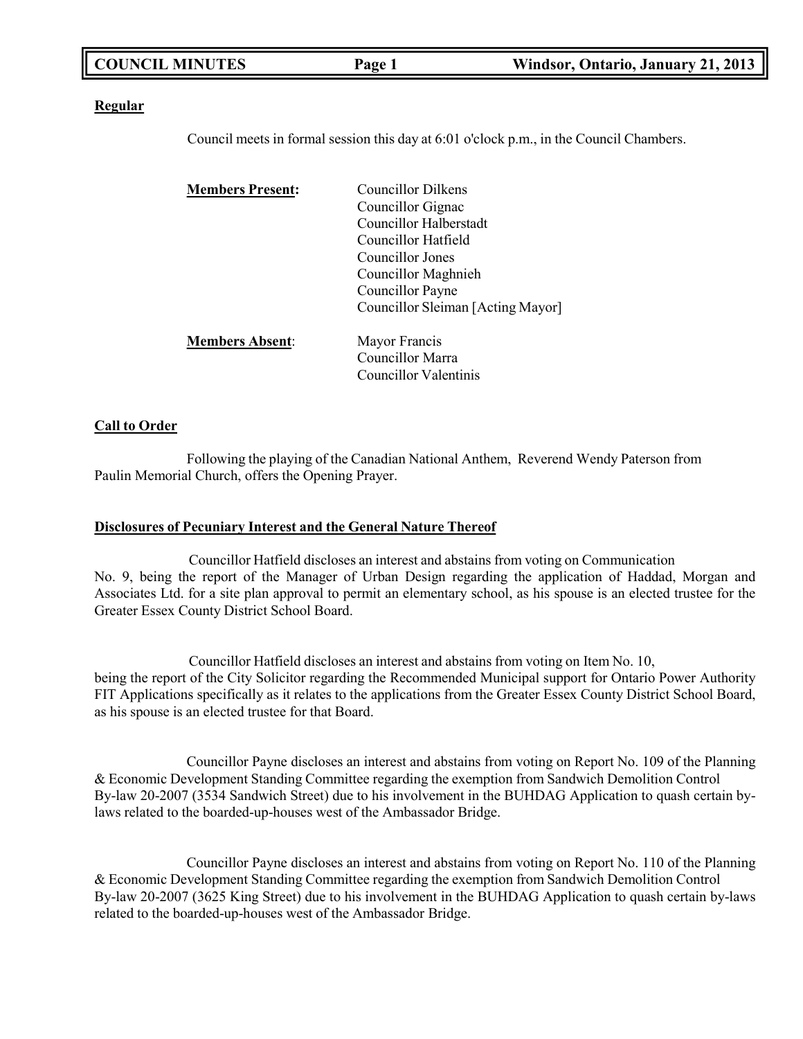**Regular**

Council meets in formal session this day at 6:01 o'clock p.m., in the Council Chambers.

**Members Present:**

Councillor Dilkens
Councillor Gignac
Councillor Halberstadt
Councillor Hatfield
Councillor Jones
Councillor Maghnieh
Councillor Payne
Councillor Sleiman [Acting Mayor]

**Members Absent**:

Mayor Francis
Councillor Marra
Councillor Valentinis

**Call to Order**

Following the playing of the Canadian National Anthem, Reverend Wendy Paterson from Paulin Memorial Church, offers the Opening Prayer.

**Disclosures of Pecuniary Interest and the General Nature Thereof**

Councillor Hatfield discloses an interest and abstains from voting on Communication No. 9, being the report of the Manager of Urban Design regarding the application of Haddad, Morgan and Associates Ltd. for a site plan approval to permit an elementary school, as his spouse is an elected trustee for the Greater Essex County District School Board.

Councillor Hatfield discloses an interest and abstains from voting on Item No. 10, being the report of the City Solicitor regarding the Recommended Municipal support for Ontario Power Authority FIT Applications specifically as it relates to the applications from the Greater Essex County District School Board, as his spouse is an elected trustee for that Board.

Councillor Payne discloses an interest and abstains from voting on Report No. 109 of the Planning & Economic Development Standing Committee regarding the exemption from Sandwich Demolition Control By-law 20-2007 (3534 Sandwich Street) due to his involvement in the BUHDAG Application to quash certain by-laws related to the boarded-up-houses west of the Ambassador Bridge.

Councillor Payne discloses an interest and abstains from voting on Report No. 110 of the Planning & Economic Development Standing Committee regarding the exemption from Sandwich Demolition Control By-law 20-2007 (3625 King Street) due to his involvement in the BUHDAG Application to quash certain by-laws related to the boarded-up-houses west of the Ambassador Bridge.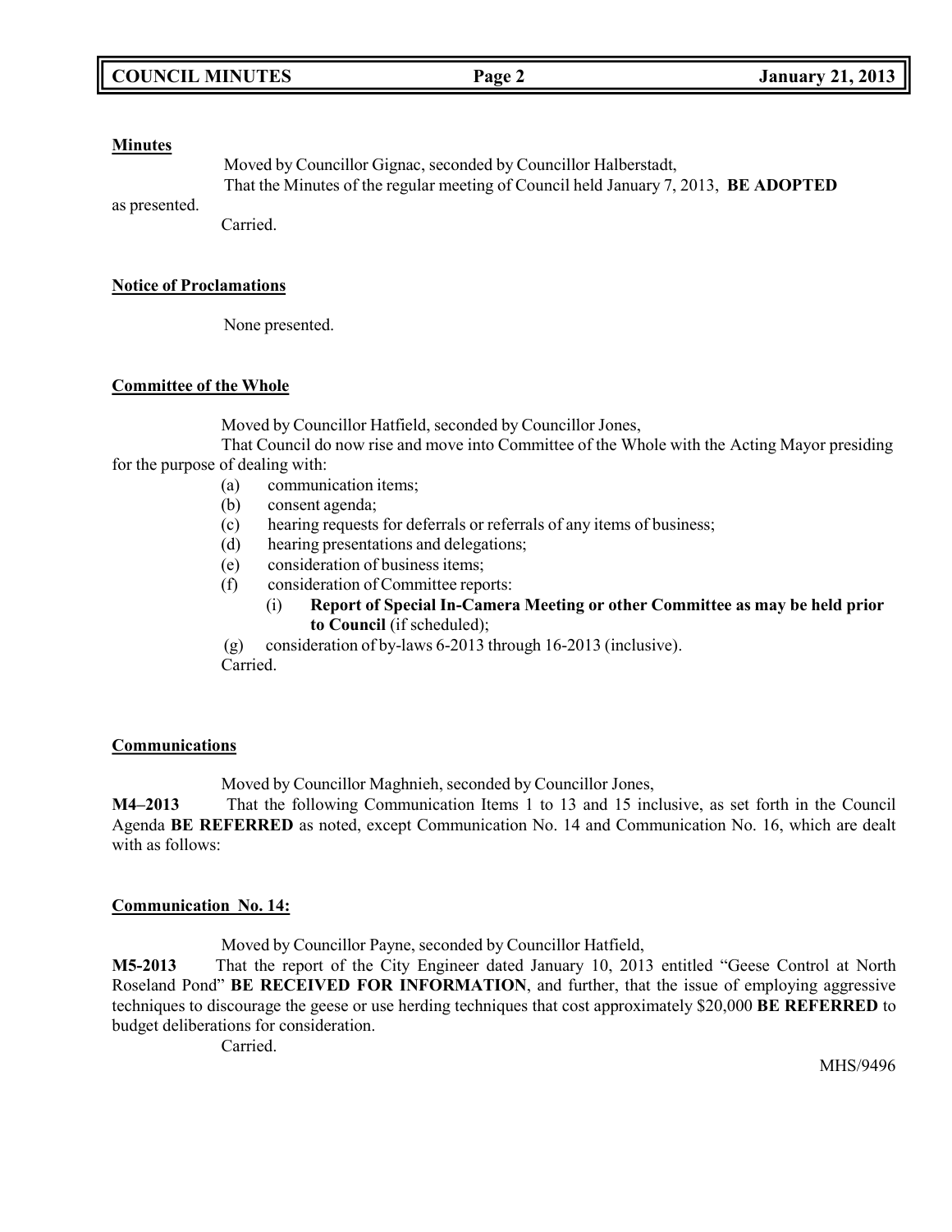**Minutes**

Moved by Councillor Gignac, seconded by Councillor Halberstadt,
That the Minutes of the regular meeting of Council held January 7, 2013, **BE ADOPTED** as presented.
Carried.

**Notice of Proclamations**

None presented.

**Committee of the Whole**

Moved by Councillor Hatfield, seconded by Councillor Jones,
That Council do now rise and move into Committee of the Whole with the Acting Mayor presiding for the purpose of dealing with:

(a) communication items;
(b) consent agenda;
(c) hearing requests for deferrals or referrals of any items of business;
(d) hearing presentations and delegations;
(e) consideration of business items;
(f) consideration of Committee reports:
    (i) **Report of Special In-Camera Meeting or other Committee as may be held prior to Council** (if scheduled);
(g) consideration of by-laws 6-2013 through 16-2013 (inclusive).

Carried.

**Communications**

Moved by Councillor Maghnieh, seconded by Councillor Jones,

**M4–2013** That the following Communication Items 1 to 13 and 15 inclusive, as set forth in the Council Agenda **BE REFERRED** as noted, except Communication No. 14 and Communication No. 16, which are dealt with as follows:

**Communication No. 14:**

Moved by Councillor Payne, seconded by Councillor Hatfield,

**M5-2013** That the report of the City Engineer dated January 10, 2013 entitled "Geese Control at North Roseland Pond" **BE RECEIVED FOR INFORMATION**, and further, that the issue of employing aggressive techniques to discourage the geese or use herding techniques that cost approximately $20,000 **BE REFERRED** to budget deliberations for consideration.

Carried.

MHS/9496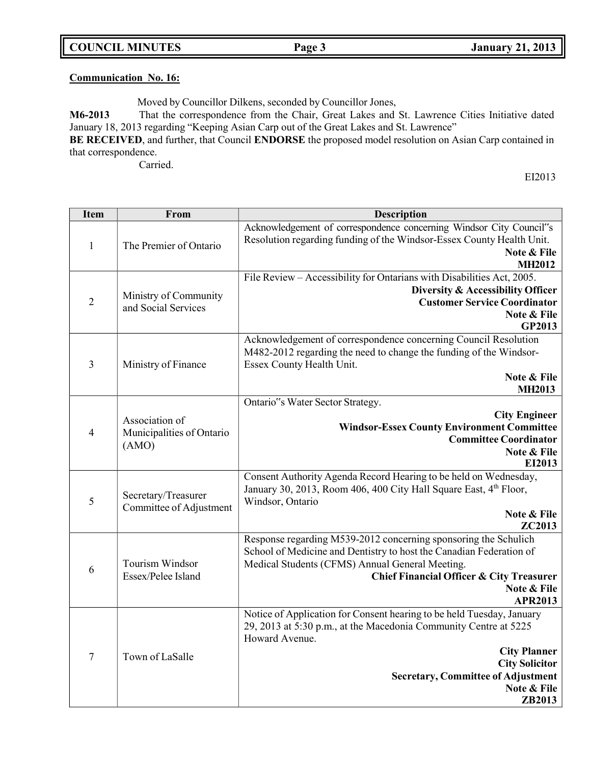**Communication No. 16:**

Moved by Councillor Dilkens, seconded by Councillor Jones,

**M6-2013** That the correspondence from the Chair, Great Lakes and St. Lawrence Cities Initiative dated January 18, 2013 regarding "Keeping Asian Carp out of the Great Lakes and St. Lawrence" **BE RECEIVED**, and further, that Council **ENDORSE** the proposed model resolution on Asian Carp contained in that correspondence.

Carried.

EI2013

| Item | From | Description |
|---|---|---|
| 1 | The Premier of Ontario | Acknowledgement of correspondence concerning Windsor City Council"s Resolution regarding funding of the Windsor-Essex County Health Unit. **Note & File** **MH2012** |
| 2 | Ministry of Community and Social Services | File Review – Accessibility for Ontarians with Disabilities Act, 2005. **Diversity & Accessibility Officer** **Customer Service Coordinator** **Note & File** **GP2013** |
| 3 | Ministry of Finance | Acknowledgement of correspondence concerning Council Resolution M482-2012 regarding the need to change the funding of the Windsor-Essex County Health Unit. **Note & File** **MH2013** |
| 4 | Association of Municipalities of Ontario (AMO) | Ontario"s Water Sector Strategy. **City Engineer** **Windsor-Essex County Environment Committee** **Committee Coordinator** **Note & File** **EI2013** |
| 5 | Secretary/Treasurer Committee of Adjustment | Consent Authority Agenda Record Hearing to be held on Wednesday, January 30, 2013, Room 406, 400 City Hall Square East, 4th Floor, Windsor, Ontario **Note & File** **ZC2013** |
| 6 | Tourism Windsor Essex/Pelee Island | Response regarding M539-2012 concerning sponsoring the Schulich School of Medicine and Dentistry to host the Canadian Federation of Medical Students (CFMS) Annual General Meeting. **Chief Financial Officer & City Treasurer** **Note & File** **APR2013** |
| 7 | Town of LaSalle | Notice of Application for Consent hearing to be held Tuesday, January 29, 2013 at 5:30 p.m., at the Macedonia Community Centre at 5225 Howard Avenue. **City Planner** **City Solicitor** **Secretary, Committee of Adjustment** **Note & File** **ZB2013** |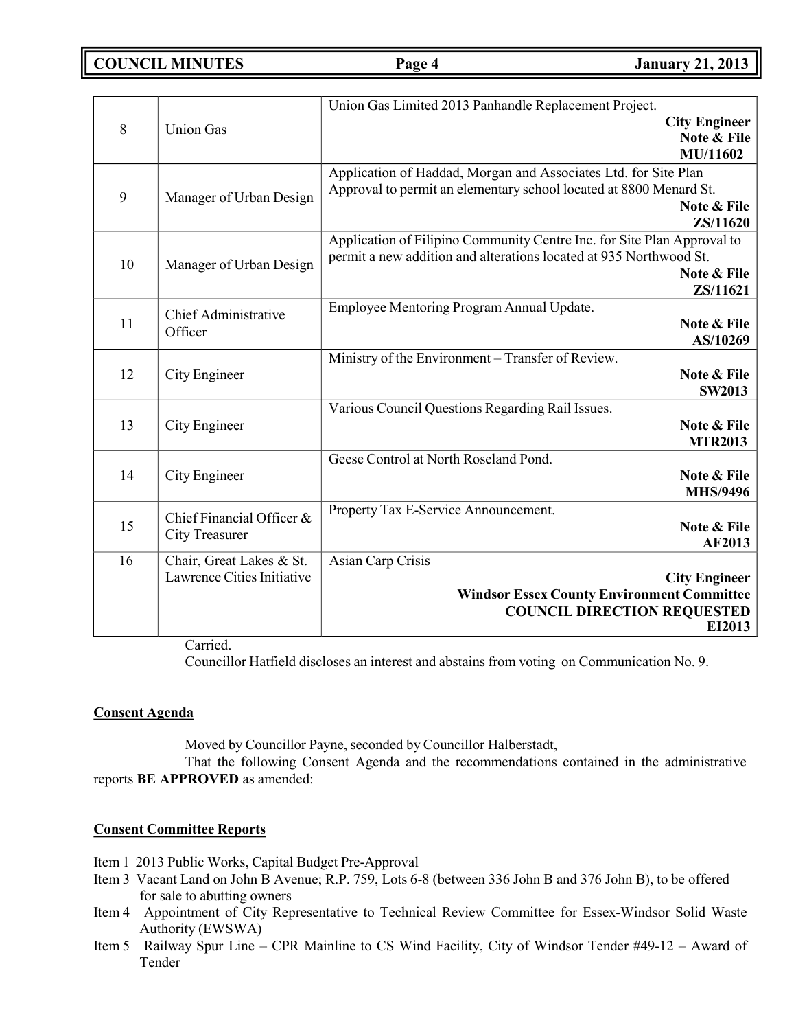| | | |
|---|---|---|
| 8 | Union Gas | Union Gas Limited 2013 Panhandle Replacement Project. **City Engineer** **Note & File** **MU/11602** |
| 9 | Manager of Urban Design | Application of Haddad, Morgan and Associates Ltd. for Site Plan Approval to permit an elementary school located at 8800 Menard St. **Note & File** **ZS/11620** |
| 10 | Manager of Urban Design | Application of Filipino Community Centre Inc. for Site Plan Approval to permit a new addition and alterations located at 935 Northwood St. **Note & File** **ZS/11621** |
| 11 | Chief Administrative Officer | Employee Mentoring Program Annual Update. **Note & File** **AS/10269** |
| 12 | City Engineer | Ministry of the Environment – Transfer of Review. **Note & File** **SW2013** |
| 13 | City Engineer | Various Council Questions Regarding Rail Issues. **Note & File** **MTR2013** |
| 14 | City Engineer | Geese Control at North Roseland Pond. **Note & File** **MHS/9496** |
| 15 | Chief Financial Officer & City Treasurer | Property Tax E-Service Announcement. **Note & File** **AF2013** |
| 16 | Chair, Great Lakes & St. Lawrence Cities Initiative | Asian Carp Crisis **City Engineer** **Windsor Essex County Environment Committee** **COUNCIL DIRECTION REQUESTED** **EI2013** |

Carried.

Councillor Hatfield discloses an interest and abstains from voting on Communication No. 9.

**Consent Agenda**

Moved by Councillor Payne, seconded by Councillor Halberstadt,

That the following Consent Agenda and the recommendations contained in the administrative reports **BE APPROVED** as amended:

**Consent Committee Reports**

Item 1 2013 Public Works, Capital Budget Pre-Approval

Item 3 Vacant Land on John B Avenue; R.P. 759, Lots 6-8 (between 336 John B and 376 John B), to be offered for sale to abutting owners

Item 4 Appointment of City Representative to Technical Review Committee for Essex-Windsor Solid Waste Authority (EWSWA)

Item 5 Railway Spur Line – CPR Mainline to CS Wind Facility, City of Windsor Tender #49-12 – Award of Tender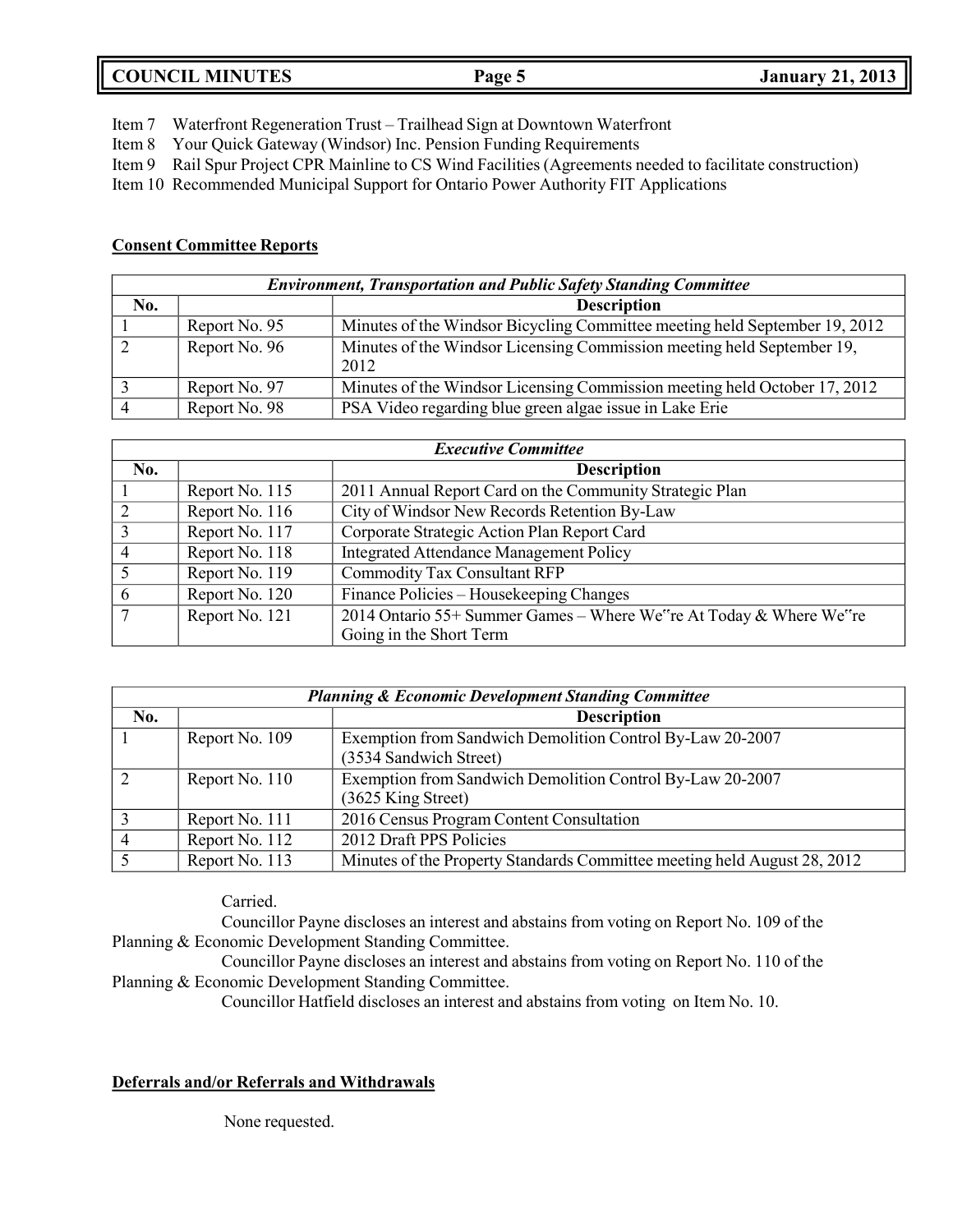Item 7 Waterfront Regeneration Trust – Trailhead Sign at Downtown Waterfront
Item 8 Your Quick Gateway (Windsor) Inc. Pension Funding Requirements
Item 9 Rail Spur Project CPR Mainline to CS Wind Facilities (Agreements needed to facilitate construction)
Item 10 Recommended Municipal Support for Ontario Power Authority FIT Applications

**Consent Committee Reports**

| *Environment, Transportation and Public Safety Standing Committee* | | |
|---|---|---|
| **No.** | | **Description** |
| 1 | Report No. 95 | Minutes of the Windsor Bicycling Committee meeting held September 19, 2012 |
| 2 | Report No. 96 | Minutes of the Windsor Licensing Commission meeting held September 19, 2012 |
| 3 | Report No. 97 | Minutes of the Windsor Licensing Commission meeting held October 17, 2012 |
| 4 | Report No. 98 | PSA Video regarding blue green algae issue in Lake Erie |

| *Executive Committee* | | |
|---|---|---|
| **No.** | | **Description** |
| 1 | Report No. 115 | 2011 Annual Report Card on the Community Strategic Plan |
| 2 | Report No. 116 | City of Windsor New Records Retention By-Law |
| 3 | Report No. 117 | Corporate Strategic Action Plan Report Card |
| 4 | Report No. 118 | Integrated Attendance Management Policy |
| 5 | Report No. 119 | Commodity Tax Consultant RFP |
| 6 | Report No. 120 | Finance Policies – Housekeeping Changes |
| 7 | Report No. 121 | 2014 Ontario 55+ Summer Games – Where We"re At Today & Where We"re Going in the Short Term |

| *Planning & Economic Development Standing Committee* | | |
|---|---|---|
| **No.** | | **Description** |
| 1 | Report No. 109 | Exemption from Sandwich Demolition Control By-Law 20-2007 (3534 Sandwich Street) |
| 2 | Report No. 110 | Exemption from Sandwich Demolition Control By-Law 20-2007 (3625 King Street) |
| 3 | Report No. 111 | 2016 Census Program Content Consultation |
| 4 | Report No. 112 | 2012 Draft PPS Policies |
| 5 | Report No. 113 | Minutes of the Property Standards Committee meeting held August 28, 2012 |

Carried.

Councillor Payne discloses an interest and abstains from voting on Report No. 109 of the Planning & Economic Development Standing Committee.

Councillor Payne discloses an interest and abstains from voting on Report No. 110 of the Planning & Economic Development Standing Committee.

Councillor Hatfield discloses an interest and abstains from voting on Item No. 10.

**Deferrals and/or Referrals and Withdrawals**

None requested.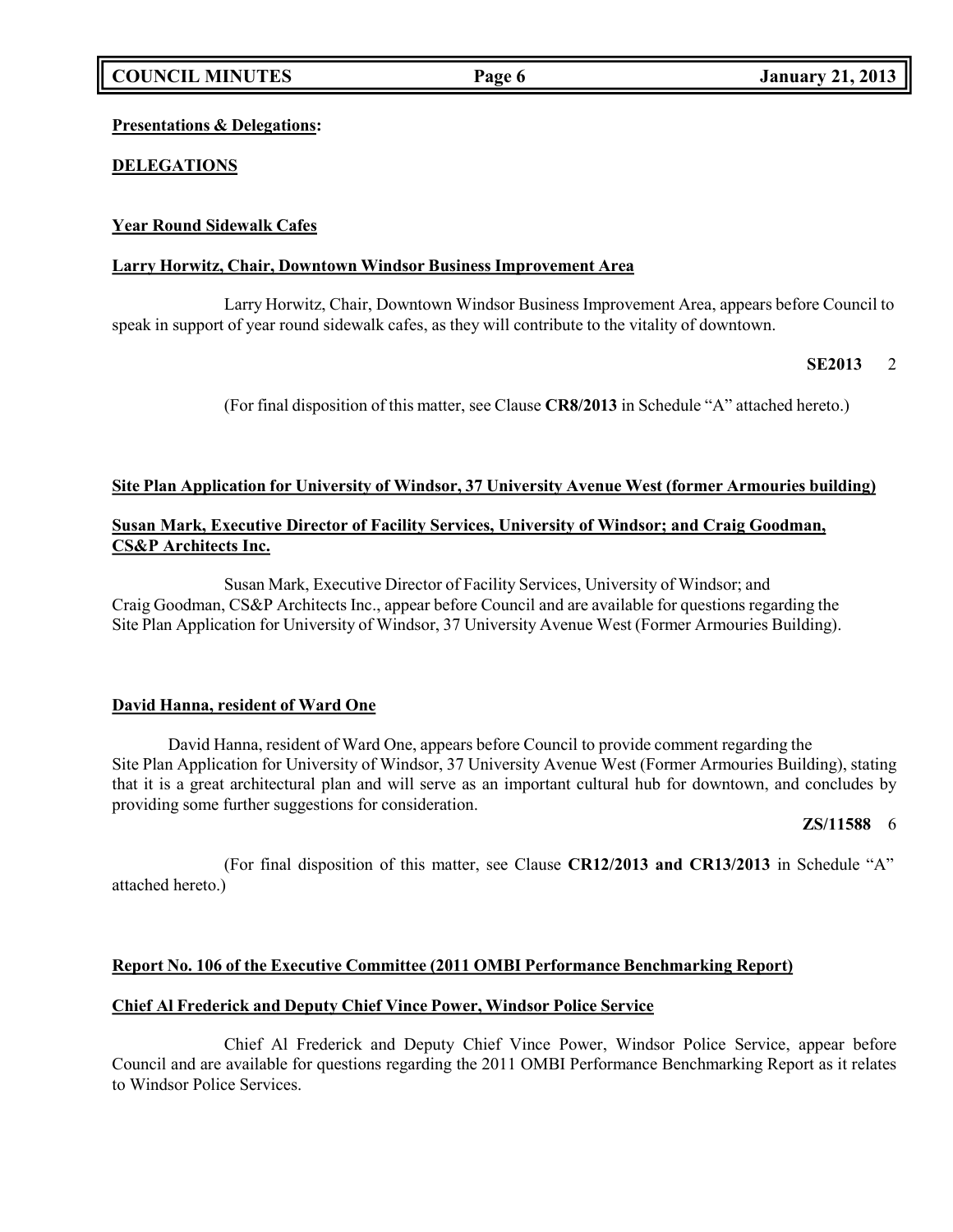**Presentations & Delegations:**

**DELEGATIONS**

**Year Round Sidewalk Cafes**

**Larry Horwitz, Chair, Downtown Windsor Business Improvement Area**

Larry Horwitz, Chair, Downtown Windsor Business Improvement Area, appears before Council to speak in support of year round sidewalk cafes, as they will contribute to the vitality of downtown.

**SE2013** 2

(For final disposition of this matter, see Clause **CR8/2013** in Schedule "A" attached hereto.)

**Site Plan Application for University of Windsor, 37 University Avenue West (former Armouries building)**

**Susan Mark, Executive Director of Facility Services, University of Windsor; and Craig Goodman, CS&P Architects Inc.**

Susan Mark, Executive Director of Facility Services, University of Windsor; and Craig Goodman, CS&P Architects Inc., appear before Council and are available for questions regarding the Site Plan Application for University of Windsor, 37 University Avenue West (Former Armouries Building).

**David Hanna, resident of Ward One**

David Hanna, resident of Ward One, appears before Council to provide comment regarding the Site Plan Application for University of Windsor, 37 University Avenue West (Former Armouries Building), stating that it is a great architectural plan and will serve as an important cultural hub for downtown, and concludes by providing some further suggestions for consideration.

**ZS/11588** 6

(For final disposition of this matter, see Clause **CR12/2013 and CR13/2013** in Schedule "A" attached hereto.)

**Report No. 106 of the Executive Committee (2011 OMBI Performance Benchmarking Report)**

**Chief Al Frederick and Deputy Chief Vince Power, Windsor Police Service**

Chief Al Frederick and Deputy Chief Vince Power, Windsor Police Service, appear before Council and are available for questions regarding the 2011 OMBI Performance Benchmarking Report as it relates to Windsor Police Services.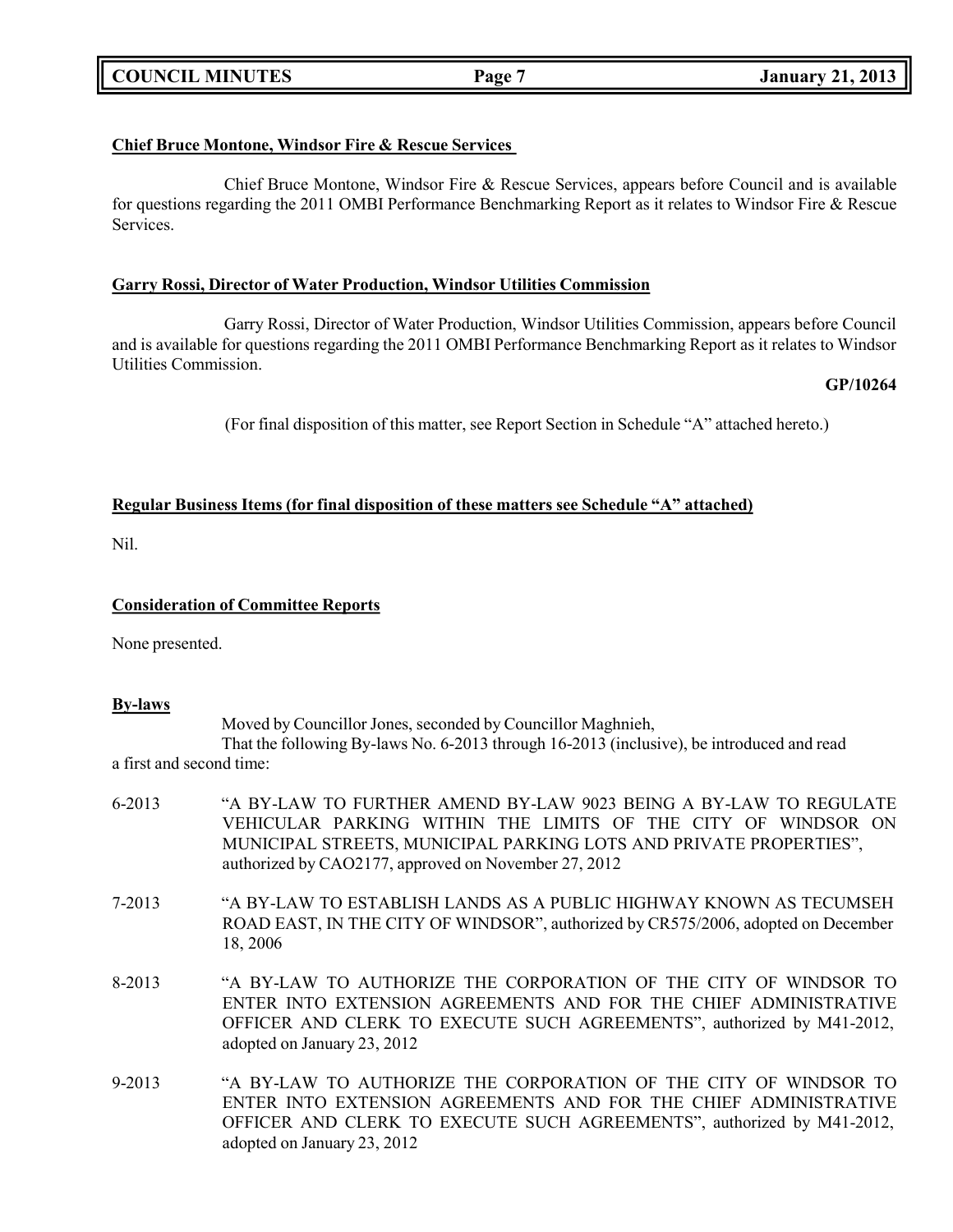**Chief Bruce Montone, Windsor Fire & Rescue Services**

Chief Bruce Montone, Windsor Fire & Rescue Services, appears before Council and is available for questions regarding the 2011 OMBI Performance Benchmarking Report as it relates to Windsor Fire & Rescue Services.

**Garry Rossi, Director of Water Production, Windsor Utilities Commission**

Garry Rossi, Director of Water Production, Windsor Utilities Commission, appears before Council and is available for questions regarding the 2011 OMBI Performance Benchmarking Report as it relates to Windsor Utilities Commission.

**GP/10264**

(For final disposition of this matter, see Report Section in Schedule "A" attached hereto.)

**Regular Business Items (for final disposition of these matters see Schedule "A" attached)**

Nil.

**Consideration of Committee Reports**

None presented.

**By-laws**

Moved by Councillor Jones, seconded by Councillor Maghnieh,

That the following By-laws No. 6-2013 through 16-2013 (inclusive), be introduced and read a first and second time:

6-2013 "A BY-LAW TO FURTHER AMEND BY-LAW 9023 BEING A BY-LAW TO REGULATE VEHICULAR PARKING WITHIN THE LIMITS OF THE CITY OF WINDSOR ON MUNICIPAL STREETS, MUNICIPAL PARKING LOTS AND PRIVATE PROPERTIES", authorized by CAO2177, approved on November 27, 2012

7-2013 "A BY-LAW TO ESTABLISH LANDS AS A PUBLIC HIGHWAY KNOWN AS TECUMSEH ROAD EAST, IN THE CITY OF WINDSOR", authorized by CR575/2006, adopted on December 18, 2006

8-2013 "A BY-LAW TO AUTHORIZE THE CORPORATION OF THE CITY OF WINDSOR TO ENTER INTO EXTENSION AGREEMENTS AND FOR THE CHIEF ADMINISTRATIVE OFFICER AND CLERK TO EXECUTE SUCH AGREEMENTS", authorized by M41-2012, adopted on January 23, 2012

9-2013 "A BY-LAW TO AUTHORIZE THE CORPORATION OF THE CITY OF WINDSOR TO ENTER INTO EXTENSION AGREEMENTS AND FOR THE CHIEF ADMINISTRATIVE OFFICER AND CLERK TO EXECUTE SUCH AGREEMENTS", authorized by M41-2012, adopted on January 23, 2012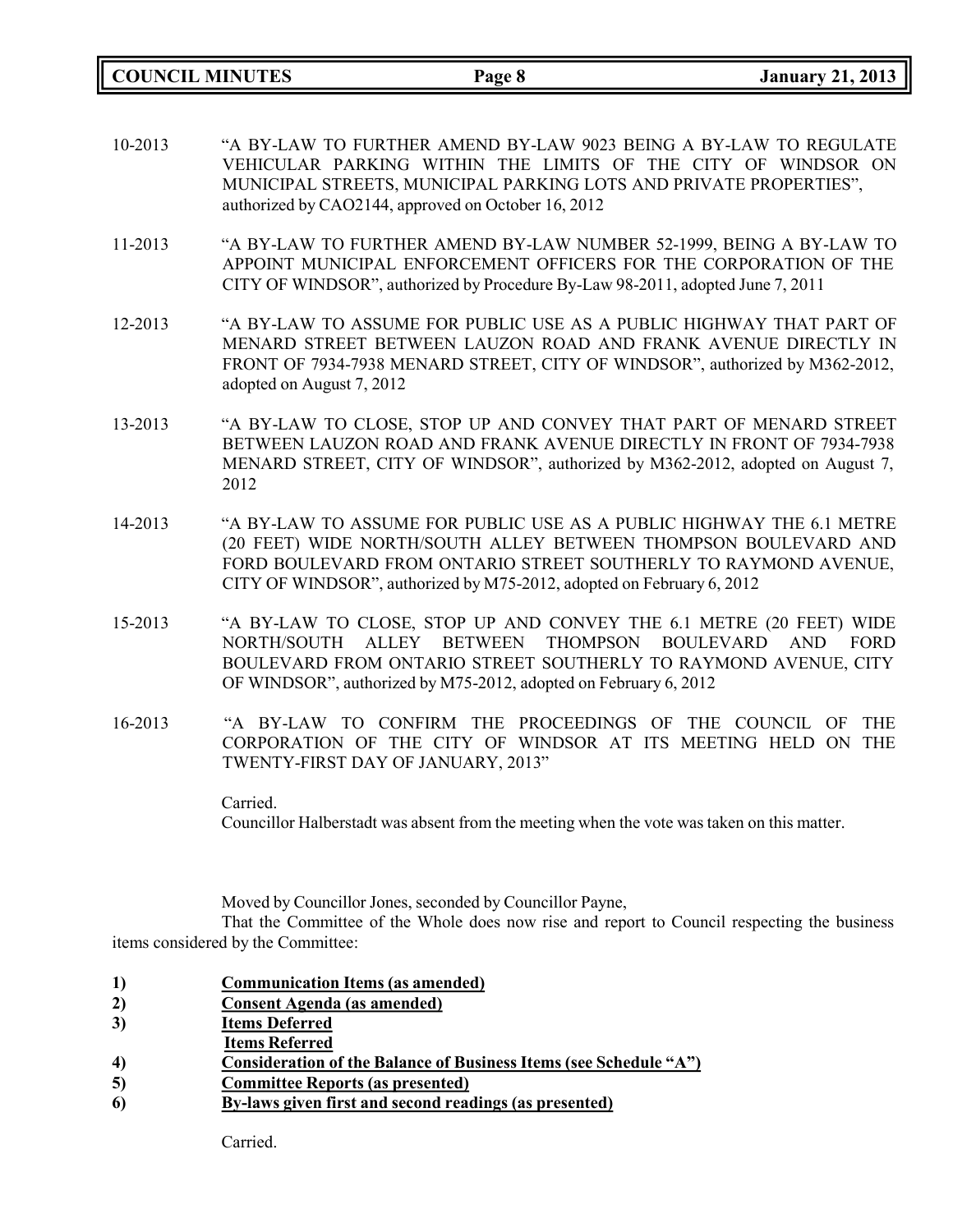10-2013 "A BY-LAW TO FURTHER AMEND BY-LAW 9023 BEING A BY-LAW TO REGULATE VEHICULAR PARKING WITHIN THE LIMITS OF THE CITY OF WINDSOR ON MUNICIPAL STREETS, MUNICIPAL PARKING LOTS AND PRIVATE PROPERTIES", authorized by CAO2144, approved on October 16, 2012

11-2013 "A BY-LAW TO FURTHER AMEND BY-LAW NUMBER 52-1999, BEING A BY-LAW TO APPOINT MUNICIPAL ENFORCEMENT OFFICERS FOR THE CORPORATION OF THE CITY OF WINDSOR", authorized by Procedure By-Law 98-2011, adopted June 7, 2011

12-2013 "A BY-LAW TO ASSUME FOR PUBLIC USE AS A PUBLIC HIGHWAY THAT PART OF MENARD STREET BETWEEN LAUZON ROAD AND FRANK AVENUE DIRECTLY IN FRONT OF 7934-7938 MENARD STREET, CITY OF WINDSOR", authorized by M362-2012, adopted on August 7, 2012

13-2013 "A BY-LAW TO CLOSE, STOP UP AND CONVEY THAT PART OF MENARD STREET BETWEEN LAUZON ROAD AND FRANK AVENUE DIRECTLY IN FRONT OF 7934-7938 MENARD STREET, CITY OF WINDSOR", authorized by M362-2012, adopted on August 7, 2012

14-2013 "A BY-LAW TO ASSUME FOR PUBLIC USE AS A PUBLIC HIGHWAY THE 6.1 METRE (20 FEET) WIDE NORTH/SOUTH ALLEY BETWEEN THOMPSON BOULEVARD AND FORD BOULEVARD FROM ONTARIO STREET SOUTHERLY TO RAYMOND AVENUE, CITY OF WINDSOR", authorized by M75-2012, adopted on February 6, 2012

15-2013 "A BY-LAW TO CLOSE, STOP UP AND CONVEY THE 6.1 METRE (20 FEET) WIDE NORTH/SOUTH ALLEY BETWEEN THOMPSON BOULEVARD AND FORD BOULEVARD FROM ONTARIO STREET SOUTHERLY TO RAYMOND AVENUE, CITY OF WINDSOR", authorized by M75-2012, adopted on February 6, 2012

16-2013 "A BY-LAW TO CONFIRM THE PROCEEDINGS OF THE COUNCIL OF THE CORPORATION OF THE CITY OF WINDSOR AT ITS MEETING HELD ON THE TWENTY-FIRST DAY OF JANUARY, 2013"

Carried.
Councillor Halberstadt was absent from the meeting when the vote was taken on this matter.

Moved by Councillor Jones, seconded by Councillor Payne,

That the Committee of the Whole does now rise and report to Council respecting the business items considered by the Committee:

**1)** **Communication Items (as amended)**
**2)** **Consent Agenda (as amended)**
**3)** **Items Deferred**
**Items Referred**
**4)** **Consideration of the Balance of Business Items (see Schedule "A")**
**5)** **Committee Reports (as presented)**
**6)** **By-laws given first and second readings (as presented)**

Carried.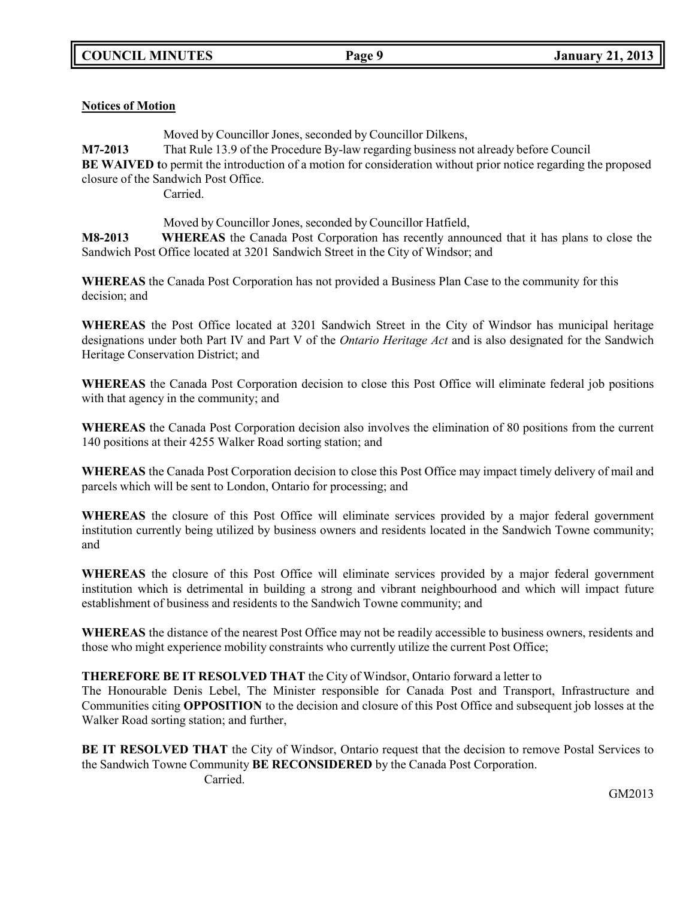**Notices of Motion**

Moved by Councillor Jones, seconded by Councillor Dilkens,

**M7-2013** That Rule 13.9 of the Procedure By-law regarding business not already before Council **BE WAIVED t**o permit the introduction of a motion for consideration without prior notice regarding the proposed closure of the Sandwich Post Office.

Carried.

Moved by Councillor Jones, seconded by Councillor Hatfield,

**M8-2013** **WHEREAS** the Canada Post Corporation has recently announced that it has plans to close the Sandwich Post Office located at 3201 Sandwich Street in the City of Windsor; and

**WHEREAS** the Canada Post Corporation has not provided a Business Plan Case to the community for this decision; and

**WHEREAS** the Post Office located at 3201 Sandwich Street in the City of Windsor has municipal heritage designations under both Part IV and Part V of the *Ontario Heritage Act* and is also designated for the Sandwich Heritage Conservation District; and

**WHEREAS** the Canada Post Corporation decision to close this Post Office will eliminate federal job positions with that agency in the community; and

**WHEREAS** the Canada Post Corporation decision also involves the elimination of 80 positions from the current 140 positions at their 4255 Walker Road sorting station; and

**WHEREAS** the Canada Post Corporation decision to close this Post Office may impact timely delivery of mail and parcels which will be sent to London, Ontario for processing; and

**WHEREAS** the closure of this Post Office will eliminate services provided by a major federal government institution currently being utilized by business owners and residents located in the Sandwich Towne community; and

**WHEREAS** the closure of this Post Office will eliminate services provided by a major federal government institution which is detrimental in building a strong and vibrant neighbourhood and which will impact future establishment of business and residents to the Sandwich Towne community; and

**WHEREAS** the distance of the nearest Post Office may not be readily accessible to business owners, residents and those who might experience mobility constraints who currently utilize the current Post Office;

**THEREFORE BE IT RESOLVED THAT** the City of Windsor, Ontario forward a letter to The Honourable Denis Lebel, The Minister responsible for Canada Post and Transport, Infrastructure and Communities citing **OPPOSITION** to the decision and closure of this Post Office and subsequent job losses at the Walker Road sorting station; and further,

**BE IT RESOLVED THAT** the City of Windsor, Ontario request that the decision to remove Postal Services to the Sandwich Towne Community **BE RECONSIDERED** by the Canada Post Corporation.

Carried.

GM2013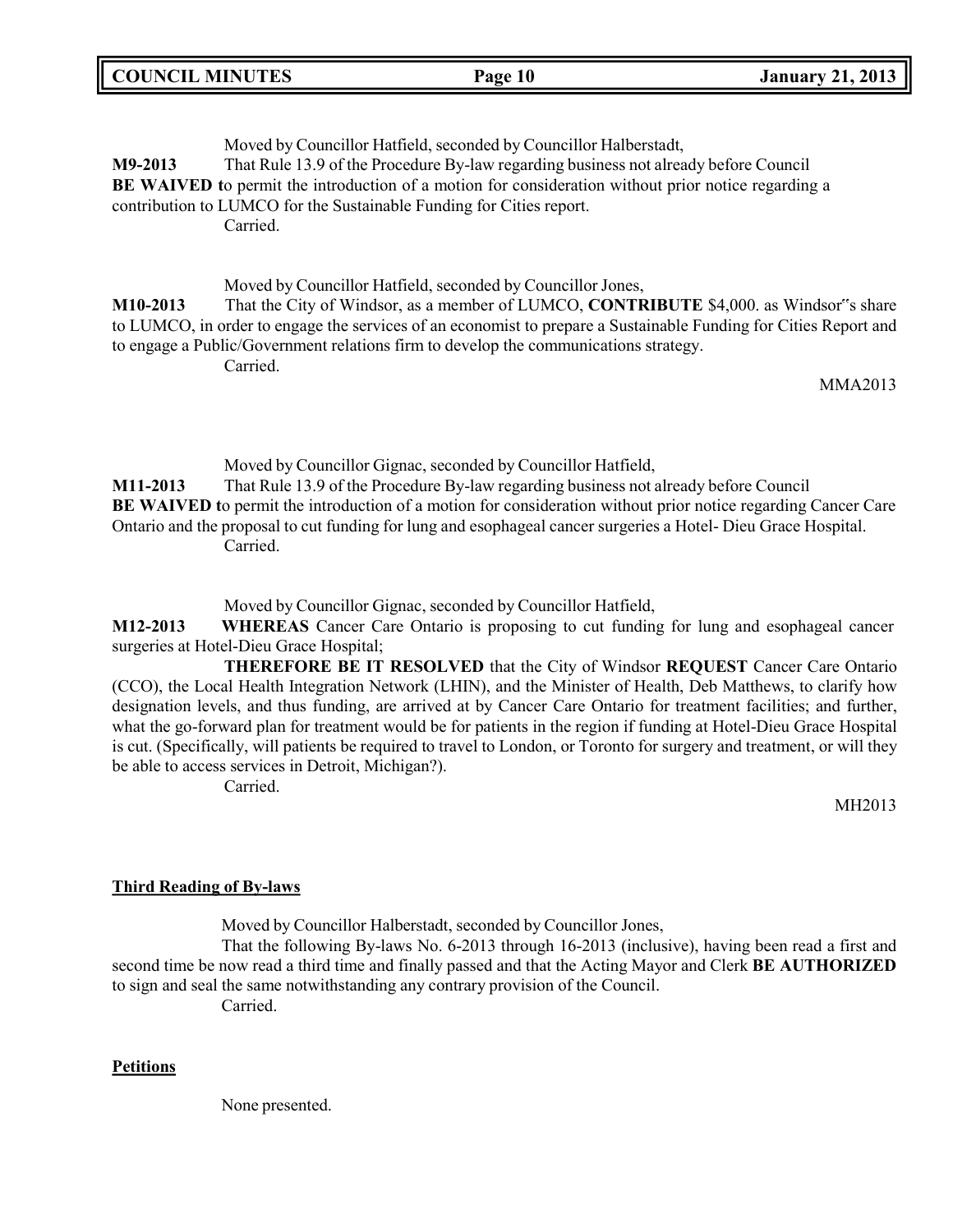Moved by Councillor Hatfield, seconded by Councillor Halberstadt,

**M9-2013** That Rule 13.9 of the Procedure By-law regarding business not already before Council **BE WAIVED t**o permit the introduction of a motion for consideration without prior notice regarding a contribution to LUMCO for the Sustainable Funding for Cities report.

Carried.

Moved by Councillor Hatfield, seconded by Councillor Jones,

**M10-2013** That the City of Windsor, as a member of LUMCO, **CONTRIBUTE** $4,000. as Windsor‟s share to LUMCO, in order to engage the services of an economist to prepare a Sustainable Funding for Cities Report and to engage a Public/Government relations firm to develop the communications strategy.

Carried.

MMA2013

Moved by Councillor Gignac, seconded by Councillor Hatfield,

**M11-2013** That Rule 13.9 of the Procedure By-law regarding business not already before Council **BE WAIVED t**o permit the introduction of a motion for consideration without prior notice regarding Cancer Care Ontario and the proposal to cut funding for lung and esophageal cancer surgeries a Hotel- Dieu Grace Hospital.

Carried.

Moved by Councillor Gignac, seconded by Councillor Hatfield,

**M12-2013** **WHEREAS** Cancer Care Ontario is proposing to cut funding for lung and esophageal cancer surgeries at Hotel-Dieu Grace Hospital;

**THEREFORE BE IT RESOLVED** that the City of Windsor **REQUEST** Cancer Care Ontario (CCO), the Local Health Integration Network (LHIN), and the Minister of Health, Deb Matthews, to clarify how designation levels, and thus funding, are arrived at by Cancer Care Ontario for treatment facilities; and further, what the go-forward plan for treatment would be for patients in the region if funding at Hotel-Dieu Grace Hospital is cut. (Specifically, will patients be required to travel to London, or Toronto for surgery and treatment, or will they be able to access services in Detroit, Michigan?).

Carried.

MH2013

**Third Reading of By-laws**

Moved by Councillor Halberstadt, seconded by Councillor Jones,

That the following By-laws No. 6-2013 through 16-2013 (inclusive), having been read a first and second time be now read a third time and finally passed and that the Acting Mayor and Clerk **BE AUTHORIZED** to sign and seal the same notwithstanding any contrary provision of the Council.

Carried.

**Petitions**

None presented.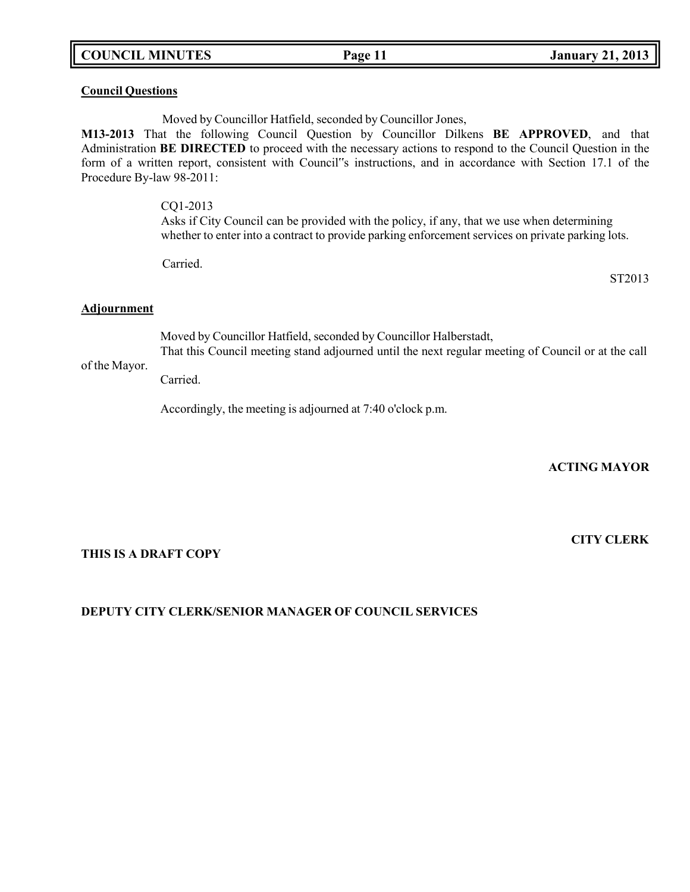**Council Questions**

Moved by Councillor Hatfield, seconded by Councillor Jones,

**M13-2013** That the following Council Question by Councillor Dilkens **BE APPROVED**, and that Administration **BE DIRECTED** to proceed with the necessary actions to respond to the Council Question in the form of a written report, consistent with Council"s instructions, and in accordance with Section 17.1 of the Procedure By-law 98-2011:

> CQ1-2013
> Asks if City Council can be provided with the policy, if any, that we use when determining whether to enter into a contract to provide parking enforcement services on private parking lots.

Carried.

ST2013

**Adjournment**

Moved by Councillor Hatfield, seconded by Councillor Halberstadt,

That this Council meeting stand adjourned until the next regular meeting of Council or at the call of the Mayor.

Carried.

Accordingly, the meeting is adjourned at 7:40 o'clock p.m.

**ACTING MAYOR**

**CITY CLERK**

**THIS IS A DRAFT COPY**

**DEPUTY CITY CLERK/SENIOR MANAGER OF COUNCIL SERVICES**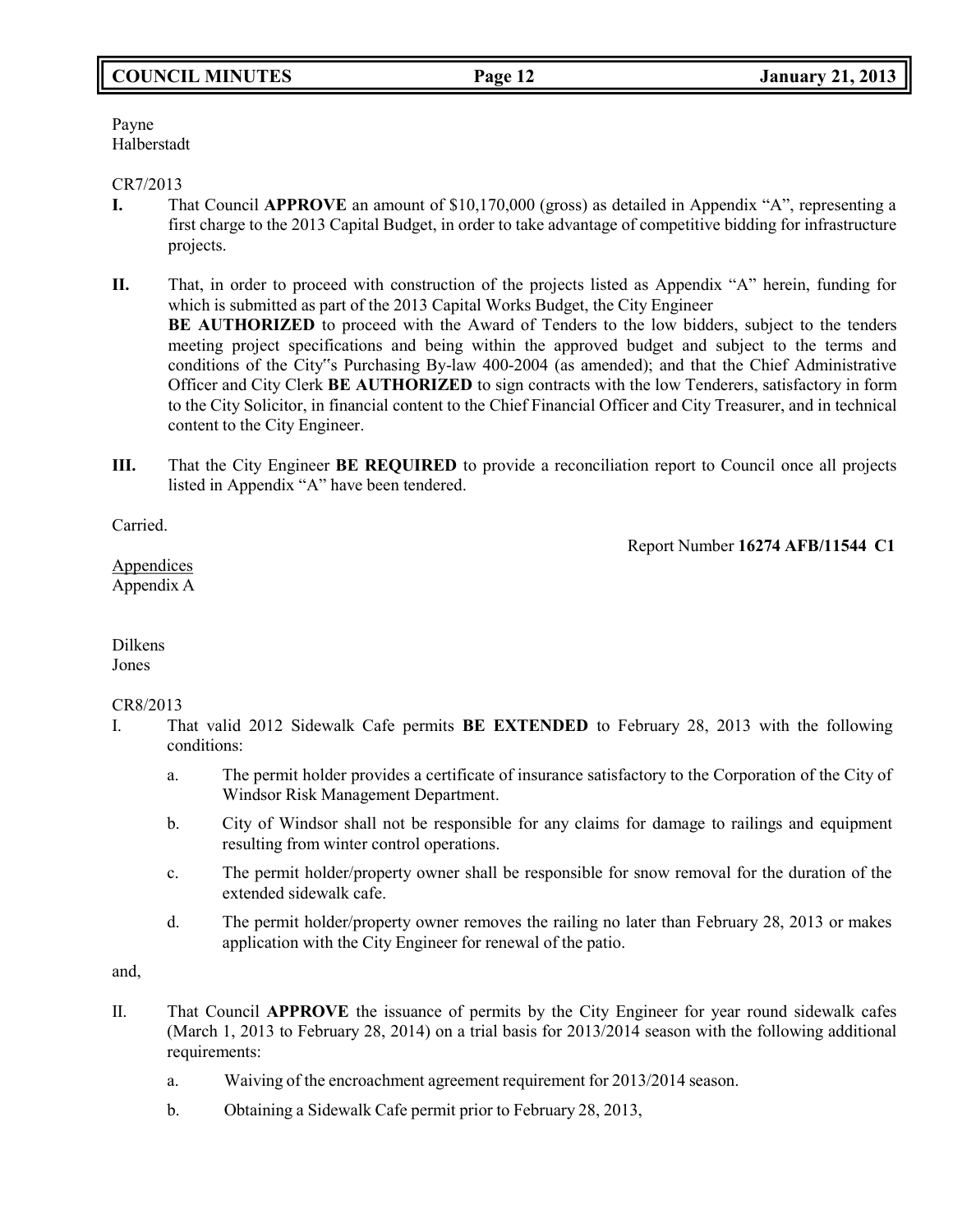Payne
Halberstadt

CR7/2013

**I.** That Council **APPROVE** an amount of $10,170,000 (gross) as detailed in Appendix "A", representing a first charge to the 2013 Capital Budget, in order to take advantage of competitive bidding for infrastructure projects.

**II.** That, in order to proceed with construction of the projects listed as Appendix "A" herein, funding for which is submitted as part of the 2013 Capital Works Budget, the City Engineer **BE AUTHORIZED** to proceed with the Award of Tenders to the low bidders, subject to the tenders meeting project specifications and being within the approved budget and subject to the terms and conditions of the City"s Purchasing By-law 400-2004 (as amended); and that the Chief Administrative Officer and City Clerk **BE AUTHORIZED** to sign contracts with the low Tenderers, satisfactory in form to the City Solicitor, in financial content to the Chief Financial Officer and City Treasurer, and in technical content to the City Engineer.

**III.** That the City Engineer **BE REQUIRED** to provide a reconciliation report to Council once all projects listed in Appendix "A" have been tendered.

Carried.

Report Number **16274 AFB/11544 C1**

Appendices
Appendix A

Dilkens
Jones

CR8/2013

I. That valid 2012 Sidewalk Cafe permits **BE EXTENDED** to February 28, 2013 with the following conditions:

   a. The permit holder provides a certificate of insurance satisfactory to the Corporation of the City of Windsor Risk Management Department.

   b. City of Windsor shall not be responsible for any claims for damage to railings and equipment resulting from winter control operations.

   c. The permit holder/property owner shall be responsible for snow removal for the duration of the extended sidewalk cafe.

   d. The permit holder/property owner removes the railing no later than February 28, 2013 or makes application with the City Engineer for renewal of the patio.

and,

II. That Council **APPROVE** the issuance of permits by the City Engineer for year round sidewalk cafes (March 1, 2013 to February 28, 2014) on a trial basis for 2013/2014 season with the following additional requirements:

   a. Waiving of the encroachment agreement requirement for 2013/2014 season.

   b. Obtaining a Sidewalk Cafe permit prior to February 28, 2013,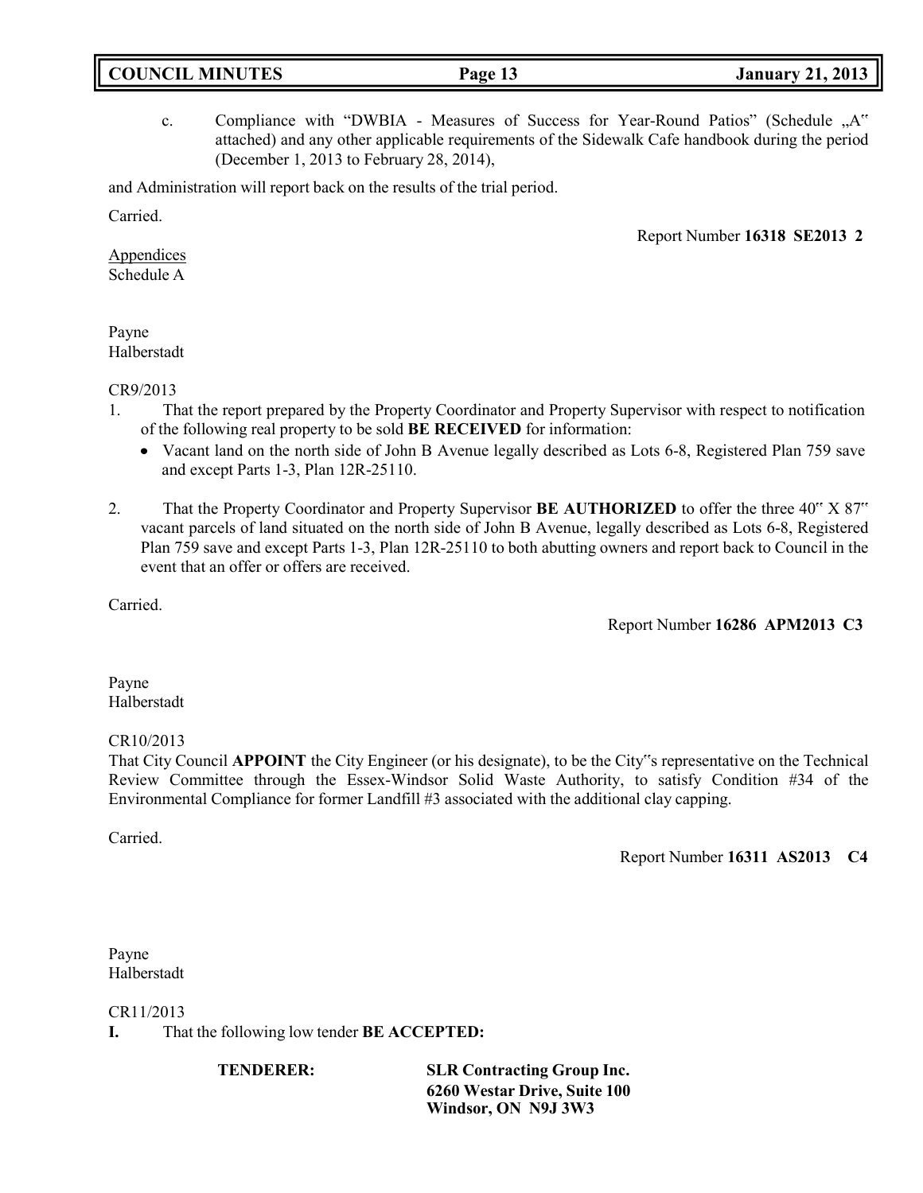c. Compliance with "DWBIA - Measures of Success for Year-Round Patios" (Schedule „A" attached) and any other applicable requirements of the Sidewalk Cafe handbook during the period (December 1, 2013 to February 28, 2014),

and Administration will report back on the results of the trial period.

Carried.

Report Number **16318 SE2013 2**

Appendices
Schedule A

Payne
Halberstadt

CR9/2013

1. That the report prepared by the Property Coordinator and Property Supervisor with respect to notification of the following real property to be sold **BE RECEIVED** for information:
   - Vacant land on the north side of John B Avenue legally described as Lots 6-8, Registered Plan 759 save and except Parts 1-3, Plan 12R-25110.

2. That the Property Coordinator and Property Supervisor **BE AUTHORIZED** to offer the three 40" X 87" vacant parcels of land situated on the north side of John B Avenue, legally described as Lots 6-8, Registered Plan 759 save and except Parts 1-3, Plan 12R-25110 to both abutting owners and report back to Council in the event that an offer or offers are received.

Carried.

Report Number **16286 APM2013 C3**

Payne
Halberstadt

CR10/2013

That City Council **APPOINT** the City Engineer (or his designate), to be the City"s representative on the Technical Review Committee through the Essex-Windsor Solid Waste Authority, to satisfy Condition #34 of the Environmental Compliance for former Landfill #3 associated with the additional clay capping.

Carried.

Report Number **16311 AS2013 C4**

Payne
Halberstadt

CR11/2013

**I.** That the following low tender **BE ACCEPTED:**

**TENDERER:** **SLR Contracting Group Inc.**
**6260 Westar Drive, Suite 100**
**Windsor, ON N9J 3W3**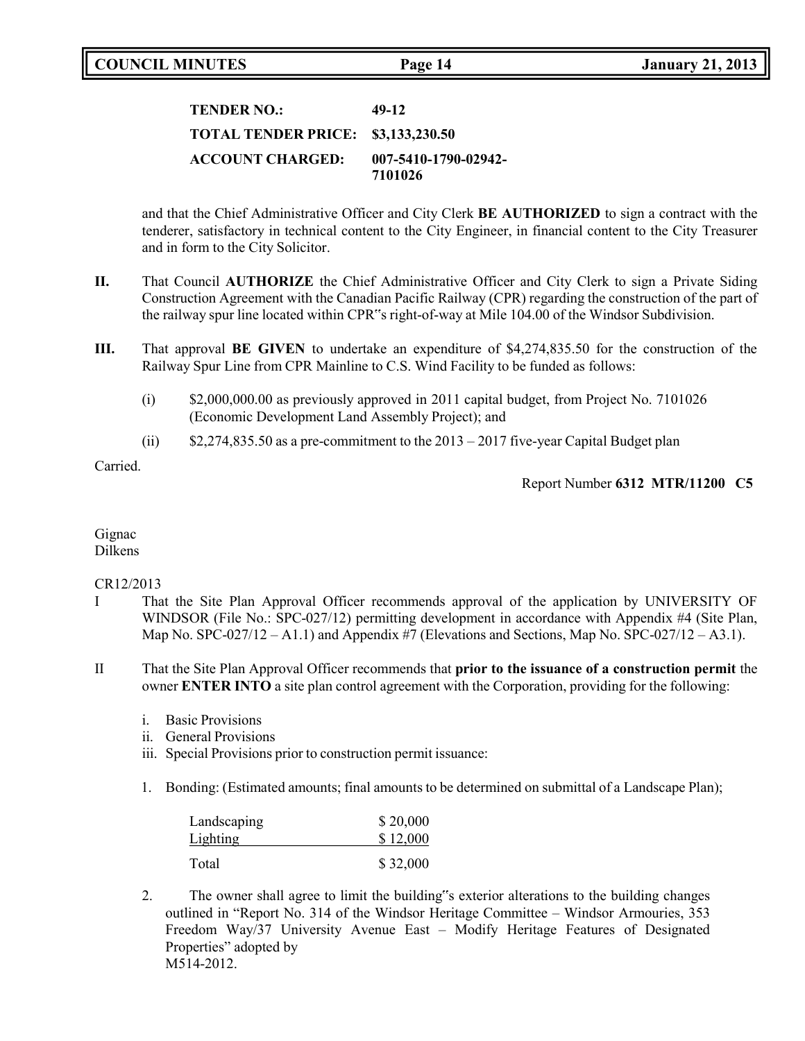| | |
|---|---|
| **TENDER NO.:** | **49-12** |
| **TOTAL TENDER PRICE:** | **$3,133,230.50** |
| **ACCOUNT CHARGED:** | **007-5410-1790-02942-7101026** |

and that the Chief Administrative Officer and City Clerk **BE AUTHORIZED** to sign a contract with the tenderer, satisfactory in technical content to the City Engineer, in financial content to the City Treasurer and in form to the City Solicitor.

**II.** That Council **AUTHORIZE** the Chief Administrative Officer and City Clerk to sign a Private Siding Construction Agreement with the Canadian Pacific Railway (CPR) regarding the construction of the part of the railway spur line located within CPR"s right-of-way at Mile 104.00 of the Windsor Subdivision.

**III.** That approval **BE GIVEN** to undertake an expenditure of $4,274,835.50 for the construction of the Railway Spur Line from CPR Mainline to C.S. Wind Facility to be funded as follows:

(i) $2,000,000.00 as previously approved in 2011 capital budget, from Project No. 7101026 (Economic Development Land Assembly Project); and

(ii) $2,274,835.50 as a pre-commitment to the 2013 – 2017 five-year Capital Budget plan

Carried.

Report Number **6312 MTR/11200 C5**

Gignac
Dilkens

CR12/2013

I That the Site Plan Approval Officer recommends approval of the application by UNIVERSITY OF WINDSOR (File No.: SPC-027/12) permitting development in accordance with Appendix #4 (Site Plan, Map No. SPC-027/12 – A1.1) and Appendix #7 (Elevations and Sections, Map No. SPC-027/12 – A3.1).

II That the Site Plan Approval Officer recommends that **prior to the issuance of a construction permit** the owner **ENTER INTO** a site plan control agreement with the Corporation, providing for the following:

i. Basic Provisions
ii. General Provisions
iii. Special Provisions prior to construction permit issuance:

1. Bonding: (Estimated amounts; final amounts to be determined on submittal of a Landscape Plan);

| | |
|---|---|
| Landscaping | $ 20,000 |
| Lighting | $ 12,000 |
| Total | $ 32,000 |

2. The owner shall agree to limit the building"s exterior alterations to the building changes outlined in "Report No. 314 of the Windsor Heritage Committee – Windsor Armouries, 353 Freedom Way/37 University Avenue East – Modify Heritage Features of Designated Properties" adopted by M514-2012.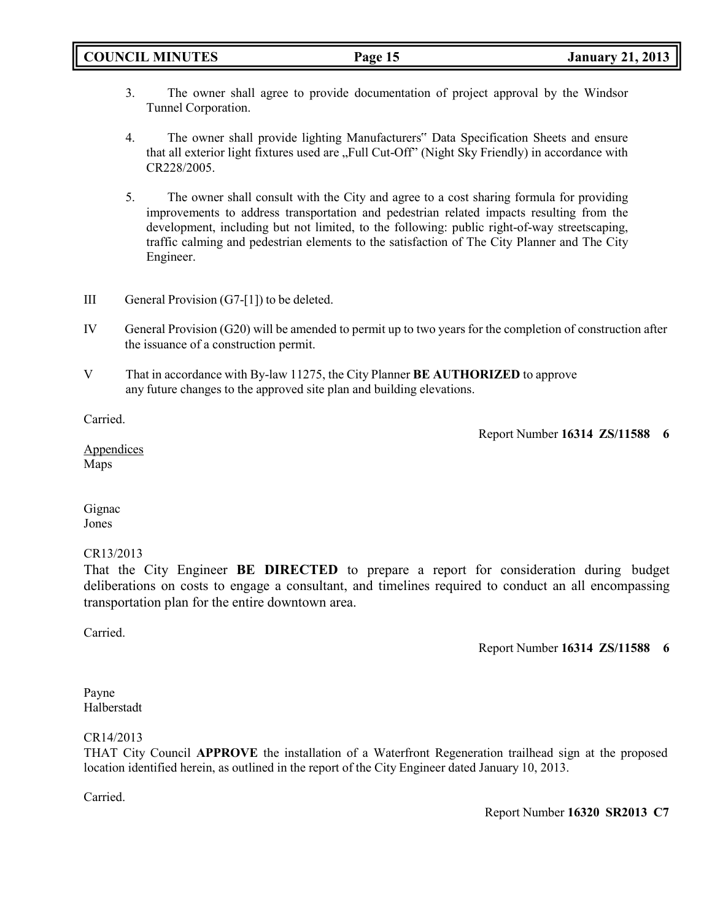3. The owner shall agree to provide documentation of project approval by the Windsor Tunnel Corporation.

4. The owner shall provide lighting Manufacturers" Data Specification Sheets and ensure that all exterior light fixtures used are „Full Cut-Off" (Night Sky Friendly) in accordance with CR228/2005.

5. The owner shall consult with the City and agree to a cost sharing formula for providing improvements to address transportation and pedestrian related impacts resulting from the development, including but not limited, to the following: public right-of-way streetscaping, traffic calming and pedestrian elements to the satisfaction of The City Planner and The City Engineer.

III General Provision (G7-[1]) to be deleted.

IV General Provision (G20) will be amended to permit up to two years for the completion of construction after the issuance of a construction permit.

V That in accordance with By-law 11275, the City Planner **BE AUTHORIZED** to approve any future changes to the approved site plan and building elevations.

Carried.

Report Number **16314 ZS/11588 6**

Appendices
Maps

Gignac
Jones

CR13/2013
That the City Engineer **BE DIRECTED** to prepare a report for consideration during budget deliberations on costs to engage a consultant, and timelines required to conduct an all encompassing transportation plan for the entire downtown area.

Carried.

Report Number **16314 ZS/11588 6**

Payne
Halberstadt

CR14/2013
THAT City Council **APPROVE** the installation of a Waterfront Regeneration trailhead sign at the proposed location identified herein, as outlined in the report of the City Engineer dated January 10, 2013.

Carried.

Report Number **16320 SR2013 C7**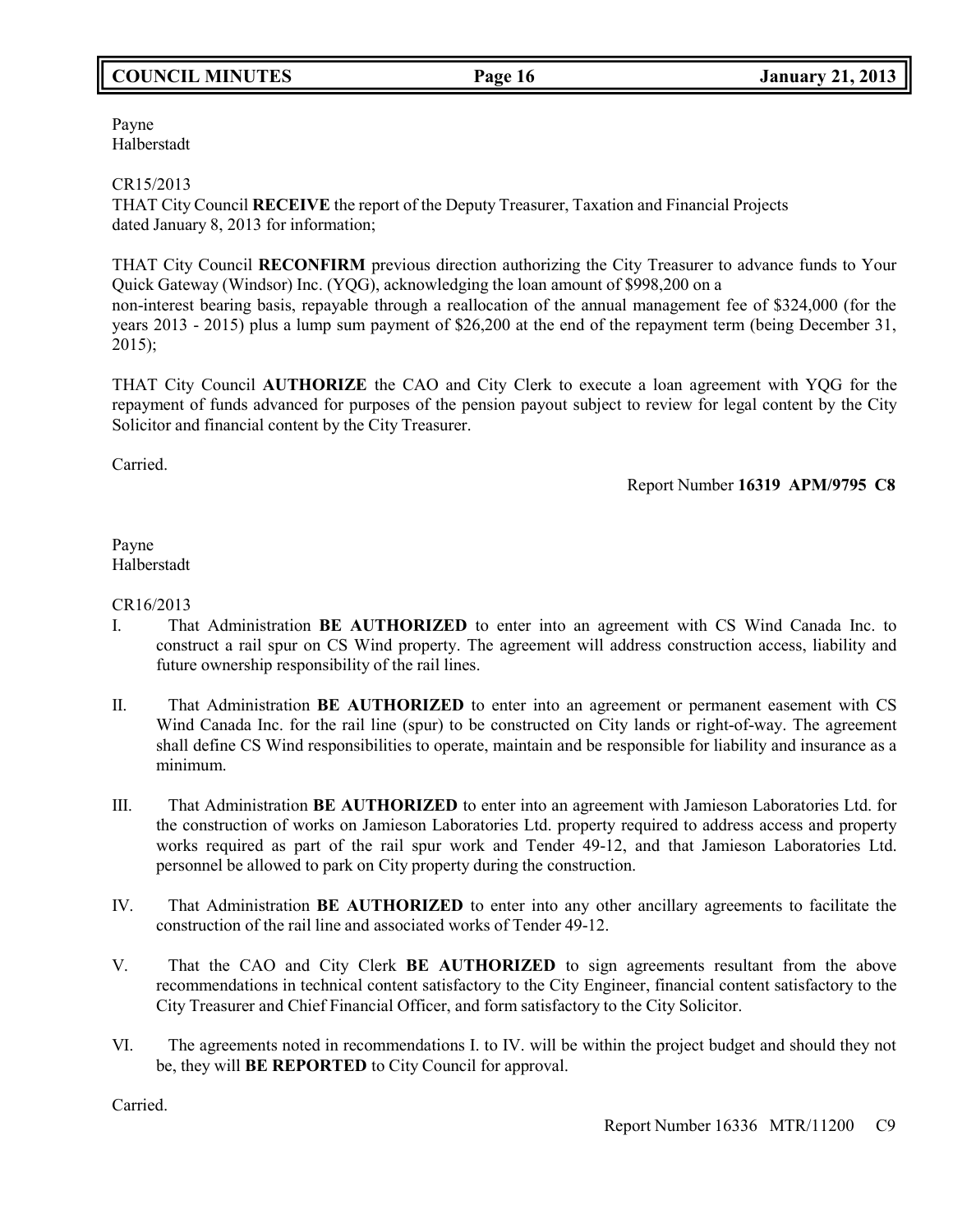Payne
Halberstadt

CR15/2013
THAT City Council **RECEIVE** the report of the Deputy Treasurer, Taxation and Financial Projects dated January 8, 2013 for information;

THAT City Council **RECONFIRM** previous direction authorizing the City Treasurer to advance funds to Your Quick Gateway (Windsor) Inc. (YQG), acknowledging the loan amount of $998,200 on a non-interest bearing basis, repayable through a reallocation of the annual management fee of $324,000 (for the years 2013 - 2015) plus a lump sum payment of $26,200 at the end of the repayment term (being December 31, 2015);

THAT City Council **AUTHORIZE** the CAO and City Clerk to execute a loan agreement with YQG for the repayment of funds advanced for purposes of the pension payout subject to review for legal content by the City Solicitor and financial content by the City Treasurer.

Carried.

Report Number **16319 APM/9795 C8**

Payne
Halberstadt

CR16/2013

I. That Administration **BE AUTHORIZED** to enter into an agreement with CS Wind Canada Inc. to construct a rail spur on CS Wind property. The agreement will address construction access, liability and future ownership responsibility of the rail lines.

II. That Administration **BE AUTHORIZED** to enter into an agreement or permanent easement with CS Wind Canada Inc. for the rail line (spur) to be constructed on City lands or right-of-way. The agreement shall define CS Wind responsibilities to operate, maintain and be responsible for liability and insurance as a minimum.

III. That Administration **BE AUTHORIZED** to enter into an agreement with Jamieson Laboratories Ltd. for the construction of works on Jamieson Laboratories Ltd. property required to address access and property works required as part of the rail spur work and Tender 49-12, and that Jamieson Laboratories Ltd. personnel be allowed to park on City property during the construction.

IV. That Administration **BE AUTHORIZED** to enter into any other ancillary agreements to facilitate the construction of the rail line and associated works of Tender 49-12.

V. That the CAO and City Clerk **BE AUTHORIZED** to sign agreements resultant from the above recommendations in technical content satisfactory to the City Engineer, financial content satisfactory to the City Treasurer and Chief Financial Officer, and form satisfactory to the City Solicitor.

VI. The agreements noted in recommendations I. to IV. will be within the project budget and should they not be, they will **BE REPORTED** to City Council for approval.

Carried.

Report Number 16336 MTR/11200 C9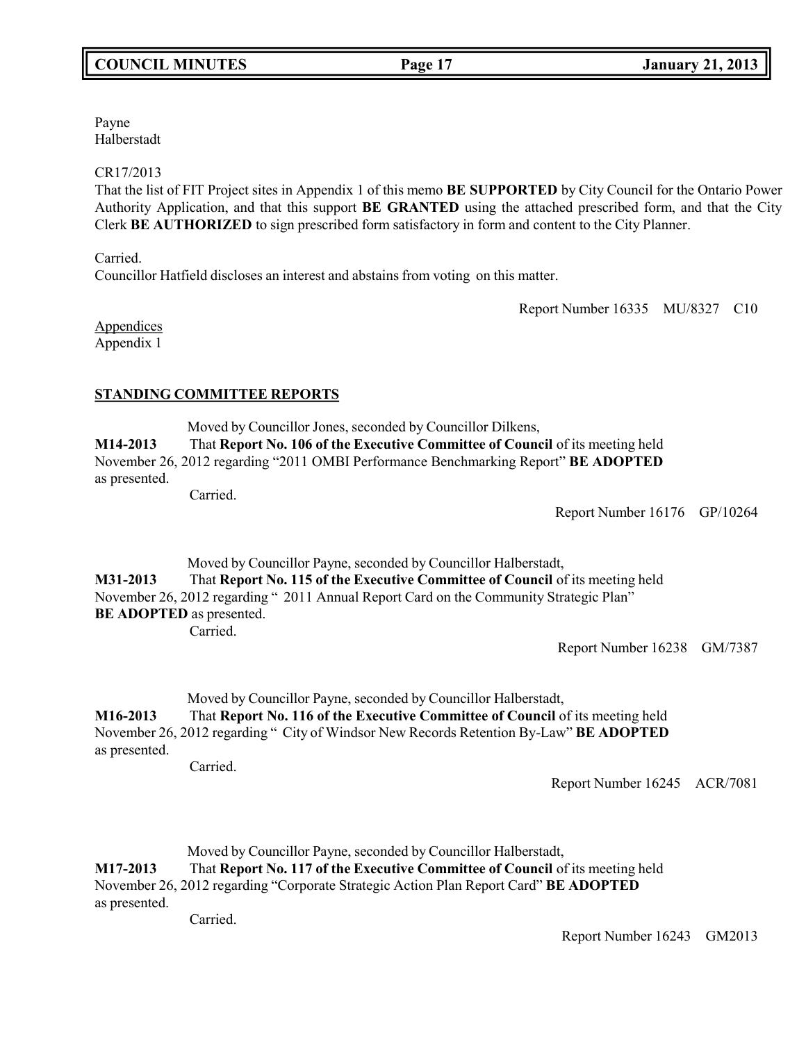Payne
Halberstadt

CR17/2013
That the list of FIT Project sites in Appendix 1 of this memo **BE SUPPORTED** by City Council for the Ontario Power Authority Application, and that this support **BE GRANTED** using the attached prescribed form, and that the City Clerk **BE AUTHORIZED** to sign prescribed form satisfactory in form and content to the City Planner.

Carried.
Councillor Hatfield discloses an interest and abstains from voting on this matter.

Report Number 16335 MU/8327 C10

Appendices
Appendix 1

## STANDING COMMITTEE REPORTS

Moved by Councillor Jones, seconded by Councillor Dilkens,
**M14-2013** That **Report No. 106 of the Executive Committee of Council** of its meeting held November 26, 2012 regarding "2011 OMBI Performance Benchmarking Report" **BE ADOPTED** as presented.
Carried.

Report Number 16176 GP/10264

Moved by Councillor Payne, seconded by Councillor Halberstadt,
**M31-2013** That **Report No. 115 of the Executive Committee of Council** of its meeting held November 26, 2012 regarding " 2011 Annual Report Card on the Community Strategic Plan" **BE ADOPTED** as presented.
Carried.

Report Number 16238 GM/7387

Moved by Councillor Payne, seconded by Councillor Halberstadt,
**M16-2013** That **Report No. 116 of the Executive Committee of Council** of its meeting held November 26, 2012 regarding " City of Windsor New Records Retention By-Law" **BE ADOPTED** as presented.
Carried.

Report Number 16245 ACR/7081

Moved by Councillor Payne, seconded by Councillor Halberstadt,
**M17-2013** That **Report No. 117 of the Executive Committee of Council** of its meeting held November 26, 2012 regarding "Corporate Strategic Action Plan Report Card" **BE ADOPTED** as presented.
Carried.

Report Number 16243 GM2013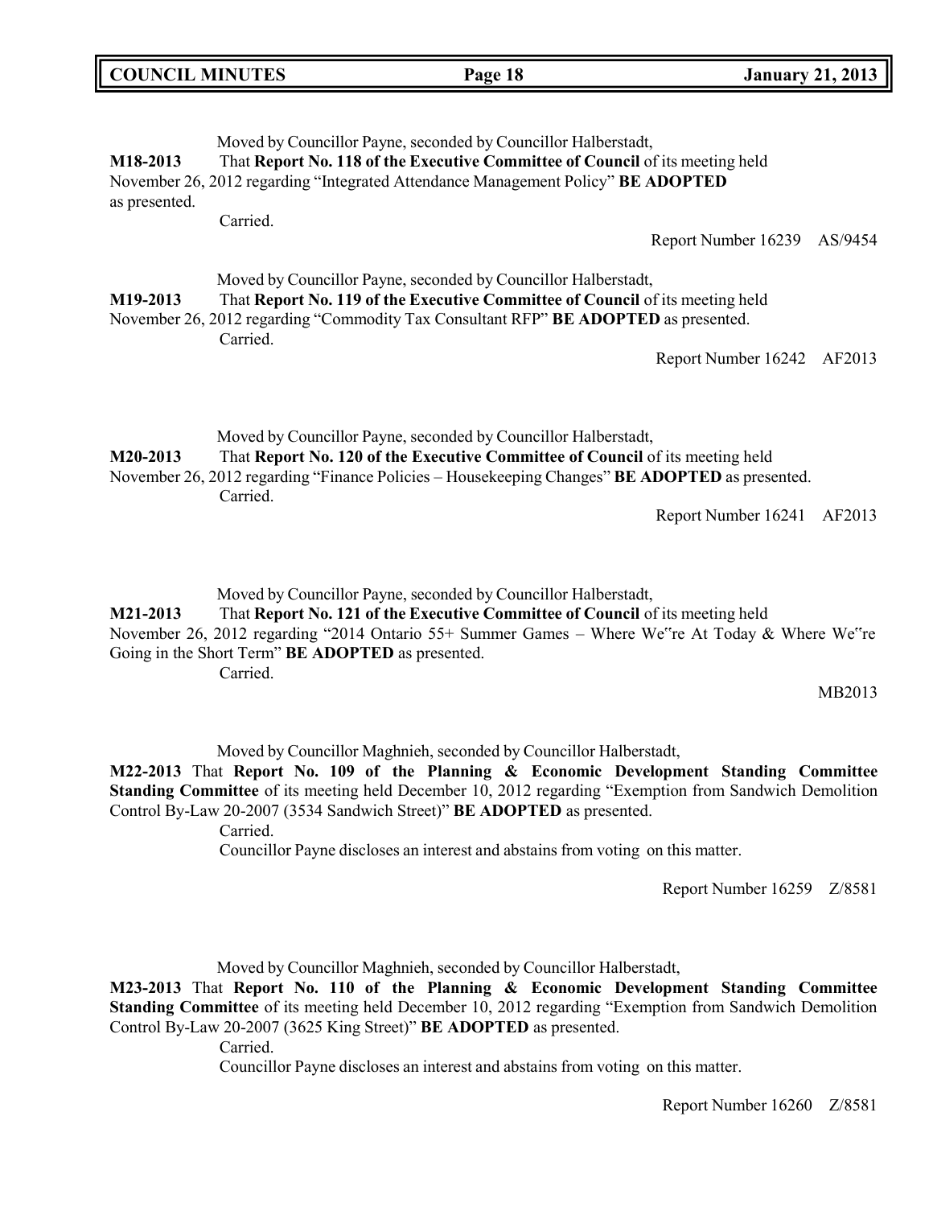Moved by Councillor Payne, seconded by Councillor Halberstadt,

**M18-2013** That **Report No. 118 of the Executive Committee of Council** of its meeting held November 26, 2012 regarding "Integrated Attendance Management Policy" **BE ADOPTED** as presented.

Carried.

Report Number 16239 AS/9454

Moved by Councillor Payne, seconded by Councillor Halberstadt,

**M19-2013** That **Report No. 119 of the Executive Committee of Council** of its meeting held November 26, 2012 regarding "Commodity Tax Consultant RFP" **BE ADOPTED** as presented.

Carried.

Report Number 16242 AF2013

Moved by Councillor Payne, seconded by Councillor Halberstadt,

**M20-2013** That **Report No. 120 of the Executive Committee of Council** of its meeting held November 26, 2012 regarding "Finance Policies – Housekeeping Changes" **BE ADOPTED** as presented.

Carried.

Report Number 16241 AF2013

Moved by Councillor Payne, seconded by Councillor Halberstadt,

**M21-2013** That **Report No. 121 of the Executive Committee of Council** of its meeting held November 26, 2012 regarding "2014 Ontario 55+ Summer Games – Where We"re At Today & Where We"re Going in the Short Term" **BE ADOPTED** as presented.

Carried.

MB2013

Moved by Councillor Maghnieh, seconded by Councillor Halberstadt,

**M22-2013** That **Report No. 109 of the Planning & Economic Development Standing Committee Standing Committee** of its meeting held December 10, 2012 regarding "Exemption from Sandwich Demolition Control By-Law 20-2007 (3534 Sandwich Street)" **BE ADOPTED** as presented.

Carried.

Councillor Payne discloses an interest and abstains from voting on this matter.

Report Number 16259 Z/8581

Moved by Councillor Maghnieh, seconded by Councillor Halberstadt,

**M23-2013** That **Report No. 110 of the Planning & Economic Development Standing Committee Standing Committee** of its meeting held December 10, 2012 regarding "Exemption from Sandwich Demolition Control By-Law 20-2007 (3625 King Street)" **BE ADOPTED** as presented.

Carried.

Councillor Payne discloses an interest and abstains from voting on this matter.

Report Number 16260 Z/8581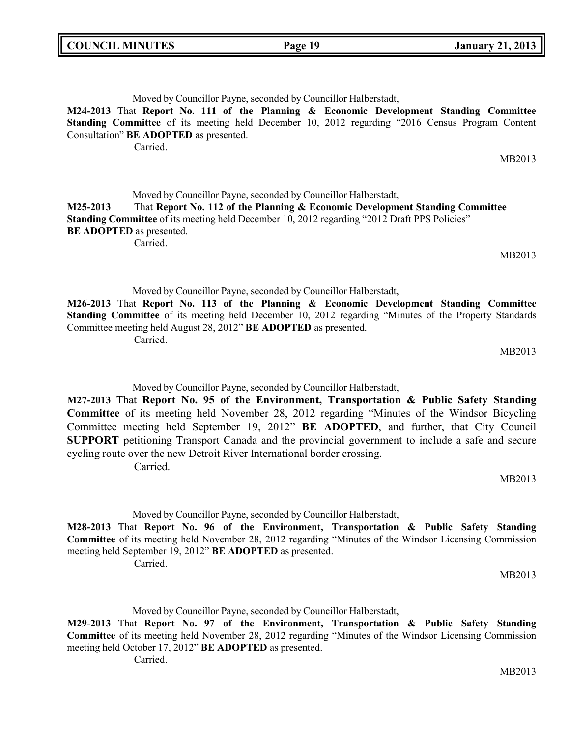Moved by Councillor Payne, seconded by Councillor Halberstadt,

**M24-2013** That **Report No. 111 of the Planning & Economic Development Standing Committee Standing Committee** of its meeting held December 10, 2012 regarding "2016 Census Program Content Consultation" **BE ADOPTED** as presented.

Carried.

MB2013

Moved by Councillor Payne, seconded by Councillor Halberstadt,

**M25-2013** That **Report No. 112 of the Planning & Economic Development Standing Committee Standing Committee** of its meeting held December 10, 2012 regarding "2012 Draft PPS Policies" **BE ADOPTED** as presented.

Carried.

MB2013

Moved by Councillor Payne, seconded by Councillor Halberstadt,

**M26-2013** That **Report No. 113 of the Planning & Economic Development Standing Committee Standing Committee** of its meeting held December 10, 2012 regarding "Minutes of the Property Standards Committee meeting held August 28, 2012" **BE ADOPTED** as presented.

Carried.

MB2013

Moved by Councillor Payne, seconded by Councillor Halberstadt,

**M27-2013** That **Report No. 95 of the Environment, Transportation & Public Safety Standing Committee** of its meeting held November 28, 2012 regarding "Minutes of the Windsor Bicycling Committee meeting held September 19, 2012" **BE ADOPTED**, and further, that City Council **SUPPORT** petitioning Transport Canada and the provincial government to include a safe and secure cycling route over the new Detroit River International border crossing.

Carried.

MB2013

Moved by Councillor Payne, seconded by Councillor Halberstadt,

**M28-2013** That **Report No. 96 of the Environment, Transportation & Public Safety Standing Committee** of its meeting held November 28, 2012 regarding "Minutes of the Windsor Licensing Commission meeting held September 19, 2012" **BE ADOPTED** as presented.

Carried.

MB2013

Moved by Councillor Payne, seconded by Councillor Halberstadt,

**M29-2013** That **Report No. 97 of the Environment, Transportation & Public Safety Standing Committee** of its meeting held November 28, 2012 regarding "Minutes of the Windsor Licensing Commission meeting held October 17, 2012" **BE ADOPTED** as presented.

Carried.

MB2013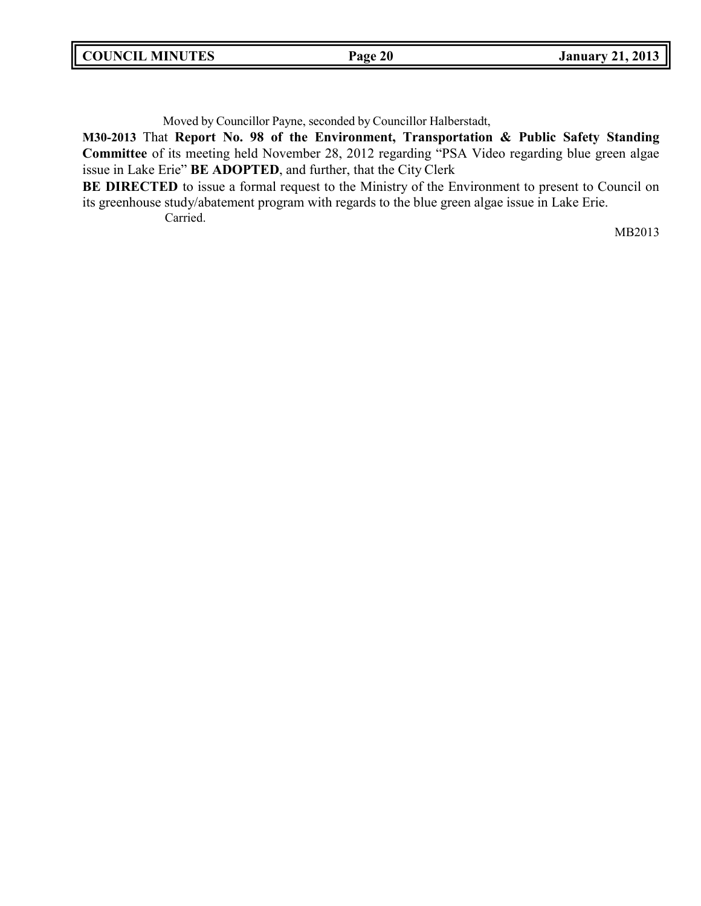Moved by Councillor Payne, seconded by Councillor Halberstadt,

**M30-2013** That **Report No. 98 of the Environment, Transportation & Public Safety Standing Committee** of its meeting held November 28, 2012 regarding "PSA Video regarding blue green algae issue in Lake Erie" **BE ADOPTED**, and further, that the City Clerk **BE DIRECTED** to issue a formal request to the Ministry of the Environment to present to Council on its greenhouse study/abatement program with regards to the blue green algae issue in Lake Erie.

Carried.

MB2013